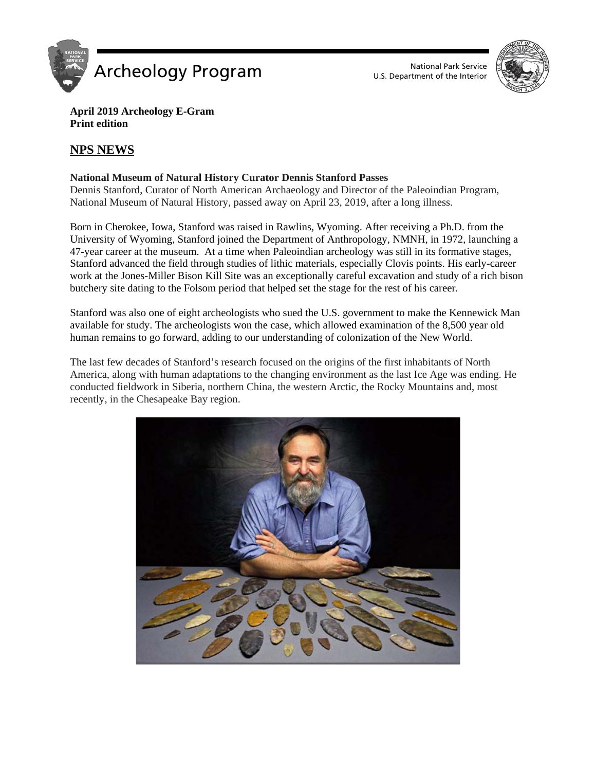April 2019 Archeology E-Gram
Print edition

## NPS NEWS

**National Museum of Natural History Curator Dennis Stanford Passes**

Dennis Stanford, Curator of North American Archaeology and Director of the Paleoindian Program, National Museum of Natural History, passed away on April 23, 2019, after a long illness.

Born in Cherokee, Iowa, Stanford was raised in Rawlins, Wyoming. After receiving a Ph.D. from the University of Wyoming, Stanford joined the Department of Anthropology, NMNH, in 1972, launching a 47-year career at the museum. At a time when Paleoindian archeology was still in its formative stages, Stanford advanced the field through studies of lithic materials, especially Clovis points. His early-career work at the Jones-Miller Bison Kill Site was an exceptionally careful excavation and study of a rich bison butchery site dating to the Folsom period that helped set the stage for the rest of his career.

Stanford was also one of eight archeologists who sued the U.S. government to make the Kennewick Man available for study. The archeologists won the case, which allowed examination of the 8,500 year old human remains to go forward, adding to our understanding of colonization of the New World.

The last few decades of Stanford's research focused on the origins of the first inhabitants of North America, along with human adaptations to the changing environment as the last Ice Age was ending. He conducted fieldwork in Siberia, northern China, the western Arctic, the Rocky Mountains and, most recently, in the Chesapeake Bay region.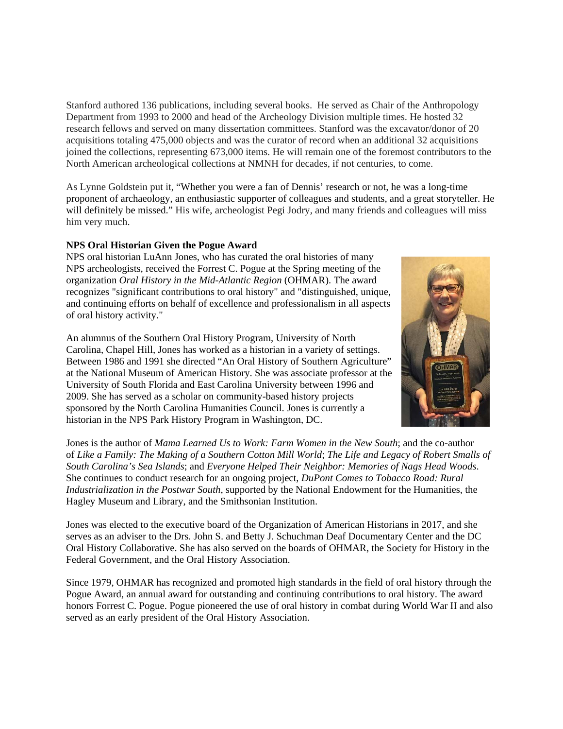Stanford authored 136 publications, including several books. He served as Chair of the Anthropology Department from 1993 to 2000 and head of the Archeology Division multiple times. He hosted 32 research fellows and served on many dissertation committees. Stanford was the excavator/donor of 20 acquisitions totaling 475,000 objects and was the curator of record when an additional 32 acquisitions joined the collections, representing 673,000 items. He will remain one of the foremost contributors to the North American archeological collections at NMNH for decades, if not centuries, to come.

As Lynne Goldstein put it, "Whether you were a fan of Dennis' research or not, he was a long-time proponent of archaeology, an enthusiastic supporter of colleagues and students, and a great storyteller. He will definitely be missed." His wife, archeologist Pegi Jodry, and many friends and colleagues will miss him very much.

**NPS Oral Historian Given the Pogue Award**

NPS oral historian LuAnn Jones, who has curated the oral histories of many NPS archeologists, received the Forrest C. Pogue at the Spring meeting of the organization *Oral History in the Mid-Atlantic Region* (OHMAR). The award recognizes "significant contributions to oral history" and "distinguished, unique, and continuing efforts on behalf of excellence and professionalism in all aspects of oral history activity."

An alumnus of the Southern Oral History Program, University of North Carolina, Chapel Hill, Jones has worked as a historian in a variety of settings. Between 1986 and 1991 she directed "An Oral History of Southern Agriculture" at the National Museum of American History. She was associate professor at the University of South Florida and East Carolina University between 1996 and 2009. She has served as a scholar on community-based history projects sponsored by the North Carolina Humanities Council. Jones is currently a historian in the NPS Park History Program in Washington, DC.

Jones is the author of *Mama Learned Us to Work: Farm Women in the New South*; and the co-author of *Like a Family: The Making of a Southern Cotton Mill World*; *The Life and Legacy of Robert Smalls of South Carolina's Sea Islands*; and *Everyone Helped Their Neighbor: Memories of Nags Head Woods*. She continues to conduct research for an ongoing project, *DuPont Comes to Tobacco Road: Rural Industrialization in the Postwar South*, supported by the National Endowment for the Humanities, the Hagley Museum and Library, and the Smithsonian Institution.

Jones was elected to the executive board of the Organization of American Historians in 2017, and she serves as an adviser to the Drs. John S. and Betty J. Schuchman Deaf Documentary Center and the DC Oral History Collaborative. She has also served on the boards of OHMAR, the Society for History in the Federal Government, and the Oral History Association.

Since 1979, OHMAR has recognized and promoted high standards in the field of oral history through the Pogue Award, an annual award for outstanding and continuing contributions to oral history. The award honors Forrest C. Pogue. Pogue pioneered the use of oral history in combat during World War II and also served as an early president of the Oral History Association.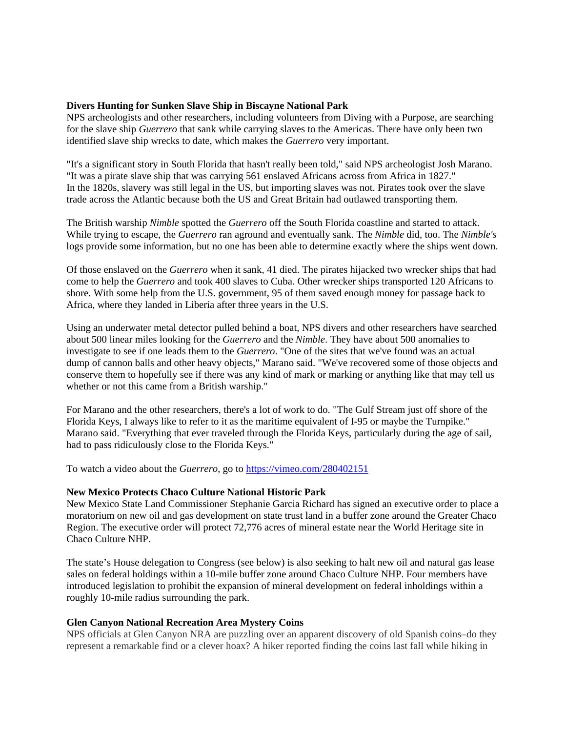**Divers Hunting for Sunken Slave Ship in Biscayne National Park**

NPS archeologists and other researchers, including volunteers from Diving with a Purpose, are searching for the slave ship *Guerrero* that sank while carrying slaves to the Americas. There have only been two identified slave ship wrecks to date, which makes the *Guerrero* very important.

"It's a significant story in South Florida that hasn't really been told," said NPS archeologist Josh Marano. "It was a pirate slave ship that was carrying 561 enslaved Africans across from Africa in 1827." In the 1820s, slavery was still legal in the US, but importing slaves was not. Pirates took over the slave trade across the Atlantic because both the US and Great Britain had outlawed transporting them.

The British warship *Nimble* spotted the *Guerrero* off the South Florida coastline and started to attack. While trying to escape, the *Guerrero* ran aground and eventually sank. The *Nimble* did, too. The *Nimble's* logs provide some information, but no one has been able to determine exactly where the ships went down.

Of those enslaved on the *Guerrero* when it sank, 41 died. The pirates hijacked two wrecker ships that had come to help the *Guerrero* and took 400 slaves to Cuba. Other wrecker ships transported 120 Africans to shore. With some help from the U.S. government, 95 of them saved enough money for passage back to Africa, where they landed in Liberia after three years in the U.S.

Using an underwater metal detector pulled behind a boat, NPS divers and other researchers have searched about 500 linear miles looking for the *Guerrero* and the *Nimble*. They have about 500 anomalies to investigate to see if one leads them to the *Guerrero*. "One of the sites that we've found was an actual dump of cannon balls and other heavy objects," Marano said. "We've recovered some of those objects and conserve them to hopefully see if there was any kind of mark or marking or anything like that may tell us whether or not this came from a British warship."

For Marano and the other researchers, there's a lot of work to do. "The Gulf Stream just off shore of the Florida Keys, I always like to refer to it as the maritime equivalent of I-95 or maybe the Turnpike." Marano said. "Everything that ever traveled through the Florida Keys, particularly during the age of sail, had to pass ridiculously close to the Florida Keys."

To watch a video about the *Guerrero*, go to [https://vimeo.com/280402151](https://vimeo.com/280402151)

**New Mexico Protects Chaco Culture National Historic Park**

New Mexico State Land Commissioner Stephanie Garcia Richard has signed an executive order to place a moratorium on new oil and gas development on state trust land in a buffer zone around the Greater Chaco Region. The executive order will protect 72,776 acres of mineral estate near the World Heritage site in Chaco Culture NHP.

The state's House delegation to Congress (see below) is also seeking to halt new oil and natural gas lease sales on federal holdings within a 10-mile buffer zone around Chaco Culture NHP. Four members have introduced legislation to prohibit the expansion of mineral development on federal inholdings within a roughly 10-mile radius surrounding the park.

**Glen Canyon National Recreation Area Mystery Coins**

NPS officials at Glen Canyon NRA are puzzling over an apparent discovery of old Spanish coins–do they represent a remarkable find or a clever hoax? A hiker reported finding the coins last fall while hiking in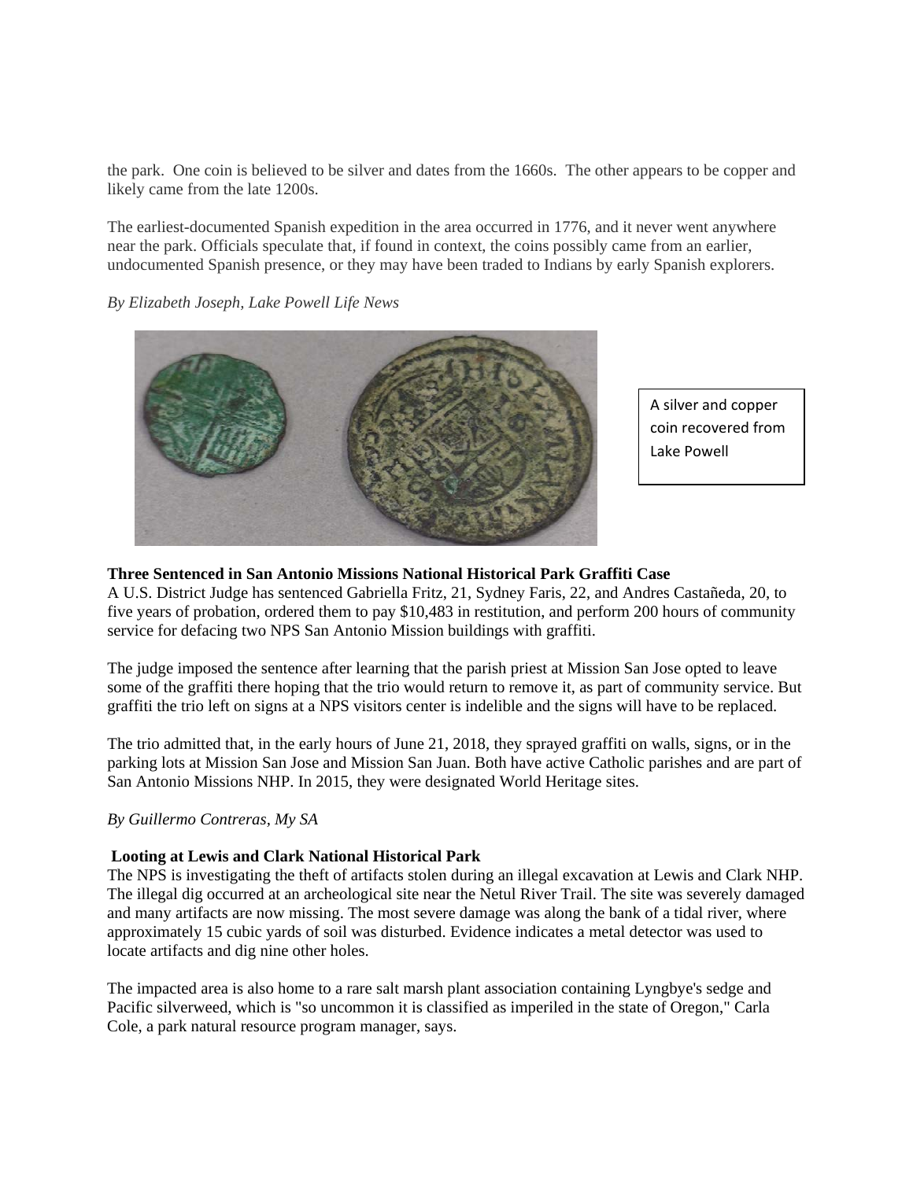the park.  One coin is believed to be silver and dates from the 1660s.  The other appears to be copper and likely came from the late 1200s.

The earliest-documented Spanish expedition in the area occurred in 1776, and it never went anywhere near the park. Officials speculate that, if found in context, the coins possibly came from an earlier, undocumented Spanish presence, or they may have been traded to Indians by early Spanish explorers.

*By Elizabeth Joseph, Lake Powell Life News*

A silver and copper coin recovered from Lake Powell

**Three Sentenced in San Antonio Missions National Historical Park Graffiti Case**

A U.S. District Judge has sentenced Gabriella Fritz, 21, Sydney Faris, 22, and Andres Castañeda, 20, to five years of probation, ordered them to pay $10,483 in restitution, and perform 200 hours of community service for defacing two NPS San Antonio Mission buildings with graffiti.

The judge imposed the sentence after learning that the parish priest at Mission San Jose opted to leave some of the graffiti there hoping that the trio would return to remove it, as part of community service. But graffiti the trio left on signs at a NPS visitors center is indelible and the signs will have to be replaced.

The trio admitted that, in the early hours of June 21, 2018, they sprayed graffiti on walls, signs, or in the parking lots at Mission San Jose and Mission San Juan. Both have active Catholic parishes and are part of San Antonio Missions NHP. In 2015, they were designated World Heritage sites.

*By Guillermo Contreras, My SA*

**Looting at Lewis and Clark National Historical Park**

The NPS is investigating the theft of artifacts stolen during an illegal excavation at Lewis and Clark NHP. The illegal dig occurred at an archeological site near the Netul River Trail. The site was severely damaged and many artifacts are now missing. The most severe damage was along the bank of a tidal river, where approximately 15 cubic yards of soil was disturbed. Evidence indicates a metal detector was used to locate artifacts and dig nine other holes.

The impacted area is also home to a rare salt marsh plant association containing Lyngbye's sedge and Pacific silverweed, which is "so uncommon it is classified as imperiled in the state of Oregon," Carla Cole, a park natural resource program manager, says.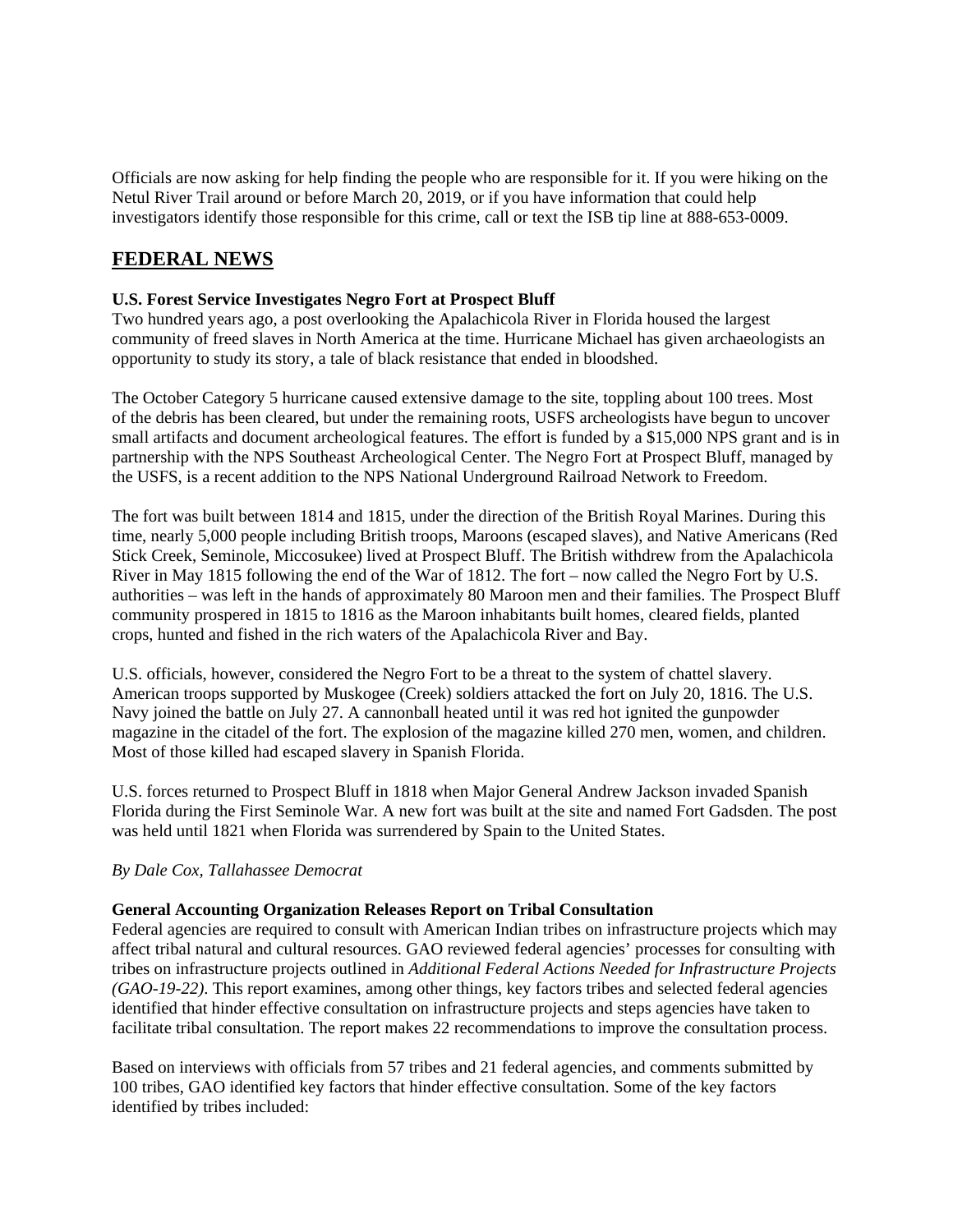Officials are now asking for help finding the people who are responsible for it. If you were hiking on the Netul River Trail around or before March 20, 2019, or if you have information that could help investigators identify those responsible for this crime, call or text the ISB tip line at 888-653-0009.

## FEDERAL NEWS

**U.S. Forest Service Investigates Negro Fort at Prospect Bluff**
Two hundred years ago, a post overlooking the Apalachicola River in Florida housed the largest community of freed slaves in North America at the time. Hurricane Michael has given archaeologists an opportunity to study its story, a tale of black resistance that ended in bloodshed.

The October Category 5 hurricane caused extensive damage to the site, toppling about 100 trees. Most of the debris has been cleared, but under the remaining roots, USFS archeologists have begun to uncover small artifacts and document archeological features. The effort is funded by a $15,000 NPS grant and is in partnership with the NPS Southeast Archeological Center. The Negro Fort at Prospect Bluff, managed by the USFS, is a recent addition to the NPS National Underground Railroad Network to Freedom.

The fort was built between 1814 and 1815, under the direction of the British Royal Marines. During this time, nearly 5,000 people including British troops, Maroons (escaped slaves), and Native Americans (Red Stick Creek, Seminole, Miccosukee) lived at Prospect Bluff. The British withdrew from the Apalachicola River in May 1815 following the end of the War of 1812. The fort – now called the Negro Fort by U.S. authorities – was left in the hands of approximately 80 Maroon men and their families. The Prospect Bluff community prospered in 1815 to 1816 as the Maroon inhabitants built homes, cleared fields, planted crops, hunted and fished in the rich waters of the Apalachicola River and Bay.

U.S. officials, however, considered the Negro Fort to be a threat to the system of chattel slavery. American troops supported by Muskogee (Creek) soldiers attacked the fort on July 20, 1816. The U.S. Navy joined the battle on July 27. A cannonball heated until it was red hot ignited the gunpowder magazine in the citadel of the fort. The explosion of the magazine killed 270 men, women, and children. Most of those killed had escaped slavery in Spanish Florida.

U.S. forces returned to Prospect Bluff in 1818 when Major General Andrew Jackson invaded Spanish Florida during the First Seminole War. A new fort was built at the site and named Fort Gadsden. The post was held until 1821 when Florida was surrendered by Spain to the United States.

*By Dale Cox, Tallahassee Democrat*

**General Accounting Organization Releases Report on Tribal Consultation**
Federal agencies are required to consult with American Indian tribes on infrastructure projects which may affect tribal natural and cultural resources. GAO reviewed federal agencies' processes for consulting with tribes on infrastructure projects outlined in *Additional Federal Actions Needed for Infrastructure Projects (GAO-19-22)*. This report examines, among other things, key factors tribes and selected federal agencies identified that hinder effective consultation on infrastructure projects and steps agencies have taken to facilitate tribal consultation. The report makes 22 recommendations to improve the consultation process.

Based on interviews with officials from 57 tribes and 21 federal agencies, and comments submitted by 100 tribes, GAO identified key factors that hinder effective consultation. Some of the key factors identified by tribes included: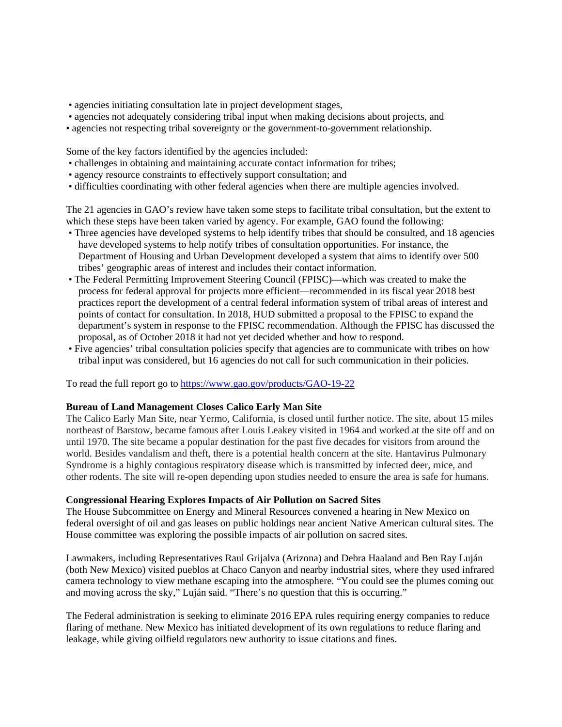- agencies initiating consultation late in project development stages,
- agencies not adequately considering tribal input when making decisions about projects, and
- agencies not respecting tribal sovereignty or the government-to-government relationship.

Some of the key factors identified by the agencies included:

- challenges in obtaining and maintaining accurate contact information for tribes;
- agency resource constraints to effectively support consultation; and
- difficulties coordinating with other federal agencies when there are multiple agencies involved.

The 21 agencies in GAO's review have taken some steps to facilitate tribal consultation, but the extent to which these steps have been taken varied by agency. For example, GAO found the following:

- Three agencies have developed systems to help identify tribes that should be consulted, and 18 agencies have developed systems to help notify tribes of consultation opportunities. For instance, the Department of Housing and Urban Development developed a system that aims to identify over 500 tribes' geographic areas of interest and includes their contact information.
- The Federal Permitting Improvement Steering Council (FPISC)—which was created to make the process for federal approval for projects more efficient—recommended in its fiscal year 2018 best practices report the development of a central federal information system of tribal areas of interest and points of contact for consultation. In 2018, HUD submitted a proposal to the FPISC to expand the department's system in response to the FPISC recommendation. Although the FPISC has discussed the proposal, as of October 2018 it had not yet decided whether and how to respond.
- Five agencies' tribal consultation policies specify that agencies are to communicate with tribes on how tribal input was considered, but 16 agencies do not call for such communication in their policies.

To read the full report go to https://www.gao.gov/products/GAO-19-22

**Bureau of Land Management Closes Calico Early Man Site**

The Calico Early Man Site, near Yermo, California, is closed until further notice. The site, about 15 miles northeast of Barstow, became famous after Louis Leakey visited in 1964 and worked at the site off and on until 1970. The site became a popular destination for the past five decades for visitors from around the world. Besides vandalism and theft, there is a potential health concern at the site. Hantavirus Pulmonary Syndrome is a highly contagious respiratory disease which is transmitted by infected deer, mice, and other rodents. The site will re-open depending upon studies needed to ensure the area is safe for humans.

**Congressional Hearing Explores Impacts of Air Pollution on Sacred Sites**

The House Subcommittee on Energy and Mineral Resources convened a hearing in New Mexico on federal oversight of oil and gas leases on public holdings near ancient Native American cultural sites. The House committee was exploring the possible impacts of air pollution on sacred sites.

Lawmakers, including Representatives Raul Grijalva (Arizona) and Debra Haaland and Ben Ray Luján (both New Mexico) visited pueblos at Chaco Canyon and nearby industrial sites, where they used infrared camera technology to view methane escaping into the atmosphere. "You could see the plumes coming out and moving across the sky," Luján said. "There's no question that this is occurring."

The Federal administration is seeking to eliminate 2016 EPA rules requiring energy companies to reduce flaring of methane. New Mexico has initiated development of its own regulations to reduce flaring and leakage, while giving oilfield regulators new authority to issue citations and fines.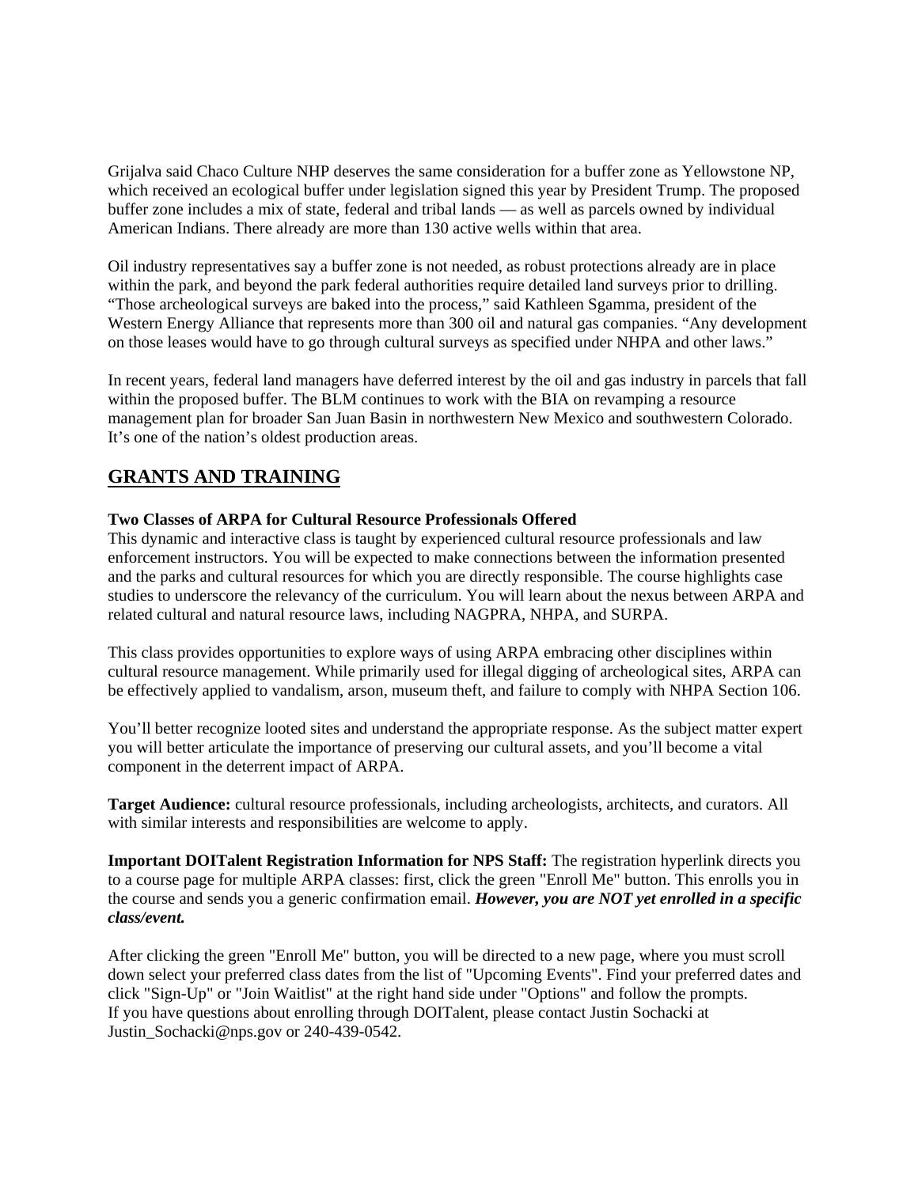Grijalva said Chaco Culture NHP deserves the same consideration for a buffer zone as Yellowstone NP, which received an ecological buffer under legislation signed this year by President Trump. The proposed buffer zone includes a mix of state, federal and tribal lands — as well as parcels owned by individual American Indians. There already are more than 130 active wells within that area.

Oil industry representatives say a buffer zone is not needed, as robust protections already are in place within the park, and beyond the park federal authorities require detailed land surveys prior to drilling. "Those archeological surveys are baked into the process," said Kathleen Sgamma, president of the Western Energy Alliance that represents more than 300 oil and natural gas companies. "Any development on those leases would have to go through cultural surveys as specified under NHPA and other laws."

In recent years, federal land managers have deferred interest by the oil and gas industry in parcels that fall within the proposed buffer. The BLM continues to work with the BIA on revamping a resource management plan for broader San Juan Basin in northwestern New Mexico and southwestern Colorado. It's one of the nation's oldest production areas.

## GRANTS AND TRAINING

**Two Classes of ARPA for Cultural Resource Professionals Offered**
This dynamic and interactive class is taught by experienced cultural resource professionals and law enforcement instructors. You will be expected to make connections between the information presented and the parks and cultural resources for which you are directly responsible. The course highlights case studies to underscore the relevancy of the curriculum. You will learn about the nexus between ARPA and related cultural and natural resource laws, including NAGPRA, NHPA, and SURPA.

This class provides opportunities to explore ways of using ARPA embracing other disciplines within cultural resource management. While primarily used for illegal digging of archeological sites, ARPA can be effectively applied to vandalism, arson, museum theft, and failure to comply with NHPA Section 106.

You'll better recognize looted sites and understand the appropriate response. As the subject matter expert you will better articulate the importance of preserving our cultural assets, and you'll become a vital component in the deterrent impact of ARPA.

**Target Audience:** cultural resource professionals, including archeologists, architects, and curators. All with similar interests and responsibilities are welcome to apply.

**Important DOITalent Registration Information for NPS Staff:** The registration hyperlink directs you to a course page for multiple ARPA classes: first, click the green "Enroll Me" button. This enrolls you in the course and sends you a generic confirmation email. ***However, you are NOT yet enrolled in a specific class/event.***

After clicking the green "Enroll Me" button, you will be directed to a new page, where you must scroll down select your preferred class dates from the list of "Upcoming Events". Find your preferred dates and click "Sign-Up" or "Join Waitlist" at the right hand side under "Options" and follow the prompts.
If you have questions about enrolling through DOITalent, please contact Justin Sochacki at Justin_Sochacki@nps.gov or 240-439-0542.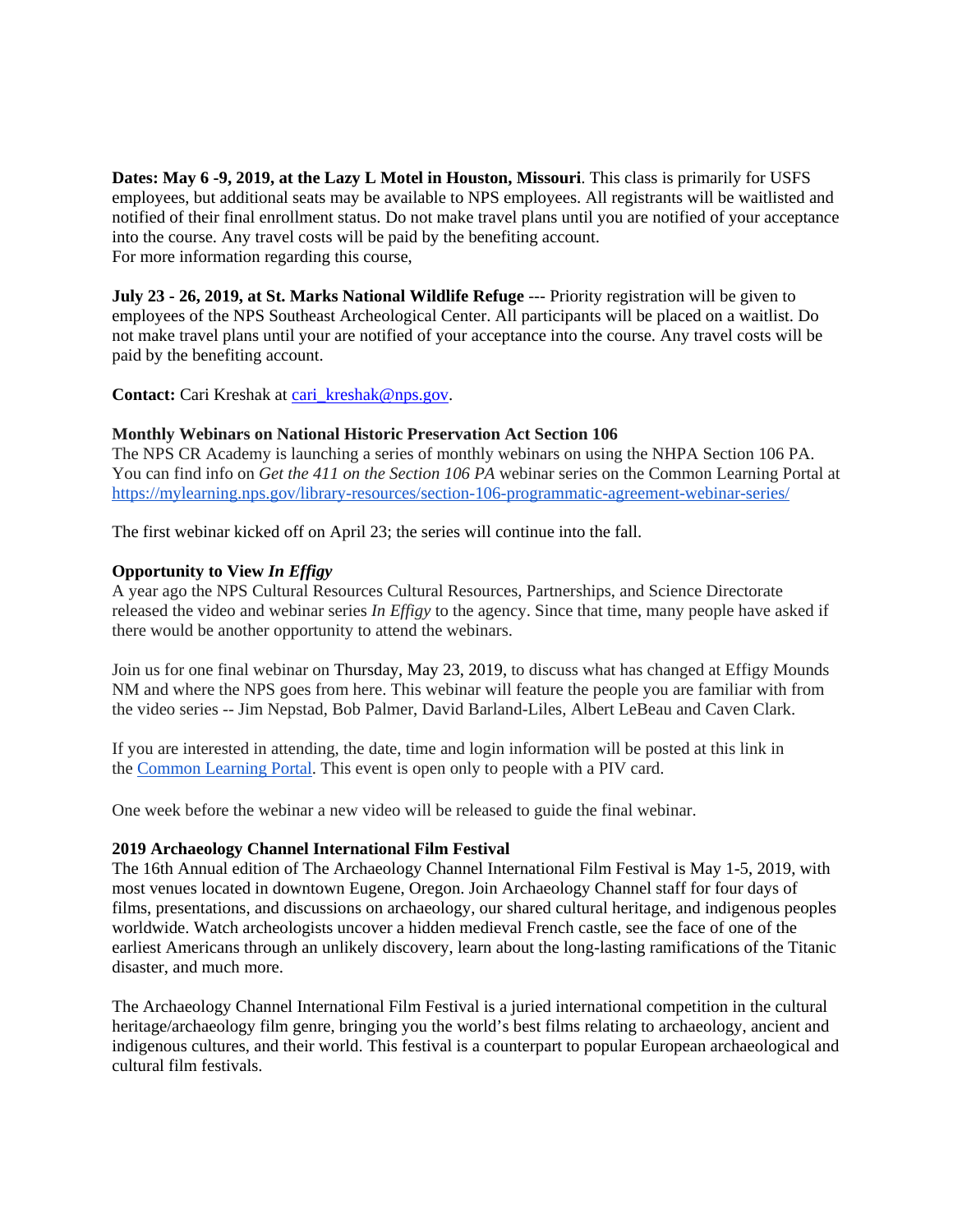**Dates: May 6 -9, 2019, at the Lazy L Motel in Houston, Missouri**. This class is primarily for USFS employees, but additional seats may be available to NPS employees. All registrants will be waitlisted and notified of their final enrollment status. Do not make travel plans until you are notified of your acceptance into the course. Any travel costs will be paid by the benefiting account.
For more information regarding this course,

**July 23 - 26, 2019, at St. Marks National Wildlife Refuge** --- Priority registration will be given to employees of the NPS Southeast Archeological Center. All participants will be placed on a waitlist. Do not make travel plans until your are notified of your acceptance into the course. Any travel costs will be paid by the benefiting account.

**Contact:** Cari Kreshak at [cari_kreshak@nps.gov](mailto:cari_kreshak@nps.gov).

**Monthly Webinars on National Historic Preservation Act Section 106**
The NPS CR Academy is launching a series of monthly webinars on using the NHPA Section 106 PA. You can find info on *Get the 411 on the Section 106 PA* webinar series on the Common Learning Portal at [https://mylearning.nps.gov/library-resources/section-106-programmatic-agreement-webinar-series/](https://mylearning.nps.gov/library-resources/section-106-programmatic-agreement-webinar-series/)

The first webinar kicked off on April 23; the series will continue into the fall.

**Opportunity to View *In Effigy***
A year ago the NPS Cultural Resources Cultural Resources, Partnerships, and Science Directorate released the video and webinar series *In Effigy* to the agency. Since that time, many people have asked if there would be another opportunity to attend the webinars.

Join us for one final webinar on Thursday, May 23, 2019, to discuss what has changed at Effigy Mounds NM and where the NPS goes from here. This webinar will feature the people you are familiar with from the video series -- Jim Nepstad, Bob Palmer, David Barland-Liles, Albert LeBeau and Caven Clark.

If you are interested in attending, the date, time and login information will be posted at this link in the [Common Learning Portal](). This event is open only to people with a PIV card.

One week before the webinar a new video will be released to guide the final webinar.

**2019 Archaeology Channel International Film Festival**
The 16th Annual edition of The Archaeology Channel International Film Festival is May 1-5, 2019, with most venues located in downtown Eugene, Oregon. Join Archaeology Channel staff for four days of films, presentations, and discussions on archaeology, our shared cultural heritage, and indigenous peoples worldwide. Watch archeologists uncover a hidden medieval French castle, see the face of one of the earliest Americans through an unlikely discovery, learn about the long-lasting ramifications of the Titanic disaster, and much more.

The Archaeology Channel International Film Festival is a juried international competition in the cultural heritage/archaeology film genre, bringing you the world's best films relating to archaeology, ancient and indigenous cultures, and their world. This festival is a counterpart to popular European archaeological and cultural film festivals.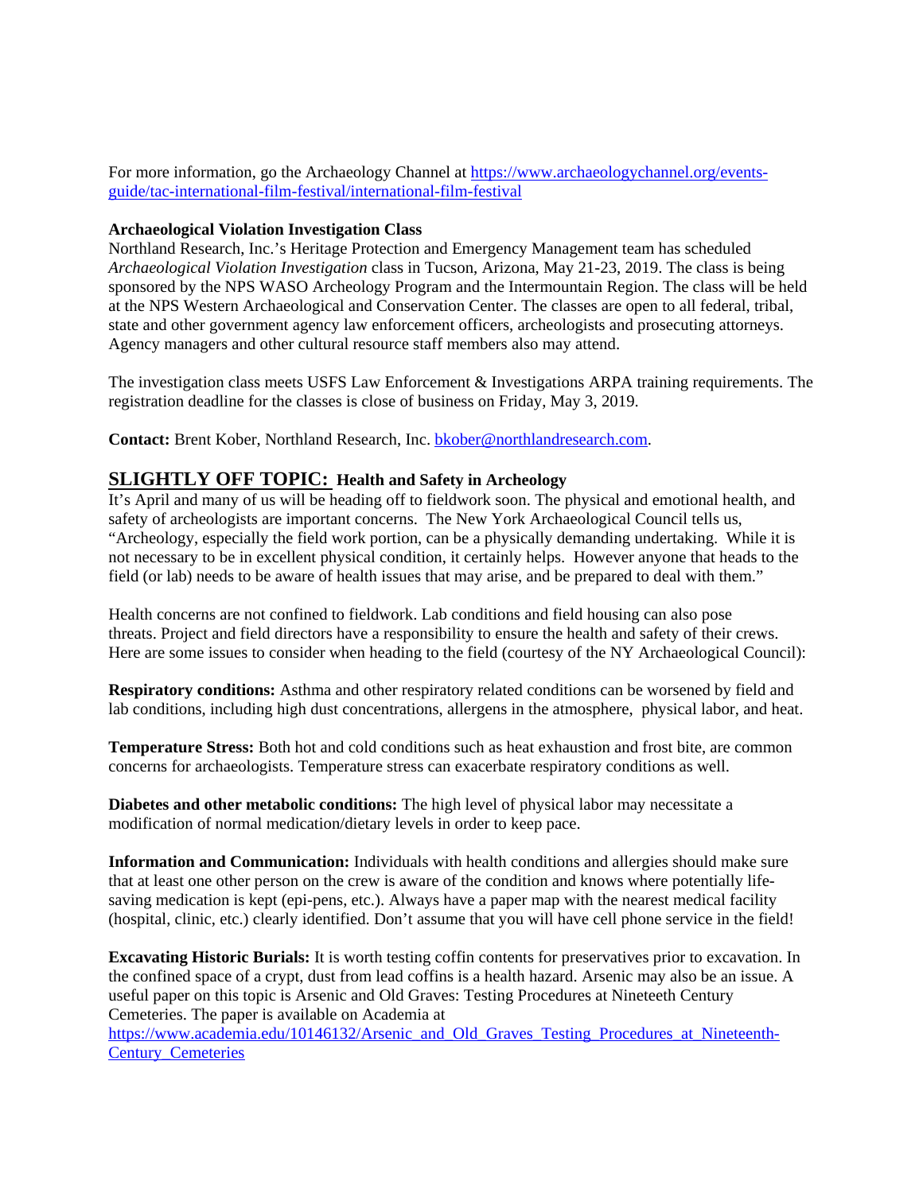For more information, go the Archaeology Channel at [https://www.archaeologychannel.org/events-guide/tac-international-film-festival/international-film-festival](https://www.archaeologychannel.org/events-guide/tac-international-film-festival/international-film-festival)

**Archaeological Violation Investigation Class**

Northland Research, Inc.'s Heritage Protection and Emergency Management team has scheduled *Archaeological Violation Investigation* class in Tucson, Arizona, May 21-23, 2019. The class is being sponsored by the NPS WASO Archeology Program and the Intermountain Region. The class will be held at the NPS Western Archaeological and Conservation Center. The classes are open to all federal, tribal, state and other government agency law enforcement officers, archeologists and prosecuting attorneys. Agency managers and other cultural resource staff members also may attend.

The investigation class meets USFS Law Enforcement & Investigations ARPA training requirements. The registration deadline for the classes is close of business on Friday, May 3, 2019.

**Contact:** Brent Kober, Northland Research, Inc. [bkober@northlandresearch.com](mailto:bkober@northlandresearch.com).

## SLIGHTLY OFF TOPIC: Health and Safety in Archeology

It's April and many of us will be heading off to fieldwork soon. The physical and emotional health, and safety of archeologists are important concerns. The New York Archaeological Council tells us, "Archeology, especially the field work portion, can be a physically demanding undertaking. While it is not necessary to be in excellent physical condition, it certainly helps. However anyone that heads to the field (or lab) needs to be aware of health issues that may arise, and be prepared to deal with them."

Health concerns are not confined to fieldwork. Lab conditions and field housing can also pose threats. Project and field directors have a responsibility to ensure the health and safety of their crews. Here are some issues to consider when heading to the field (courtesy of the NY Archaeological Council):

**Respiratory conditions:** Asthma and other respiratory related conditions can be worsened by field and lab conditions, including high dust concentrations, allergens in the atmosphere, physical labor, and heat.

**Temperature Stress:** Both hot and cold conditions such as heat exhaustion and frost bite, are common concerns for archaeologists. Temperature stress can exacerbate respiratory conditions as well.

**Diabetes and other metabolic conditions:** The high level of physical labor may necessitate a modification of normal medication/dietary levels in order to keep pace.

**Information and Communication:** Individuals with health conditions and allergies should make sure that at least one other person on the crew is aware of the condition and knows where potentially life-saving medication is kept (epi-pens, etc.). Always have a paper map with the nearest medical facility (hospital, clinic, etc.) clearly identified. Don't assume that you will have cell phone service in the field!

**Excavating Historic Burials:** It is worth testing coffin contents for preservatives prior to excavation. In the confined space of a crypt, dust from lead coffins is a health hazard. Arsenic may also be an issue. A useful paper on this topic is Arsenic and Old Graves: Testing Procedures at Nineteeth Century Cemeteries. The paper is available on Academia at [https://www.academia.edu/10146132/Arsenic_and_Old_Graves_Testing_Procedures_at_Nineteenth-Century_Cemeteries](https://www.academia.edu/10146132/Arsenic_and_Old_Graves_Testing_Procedures_at_Nineteenth-Century_Cemeteries)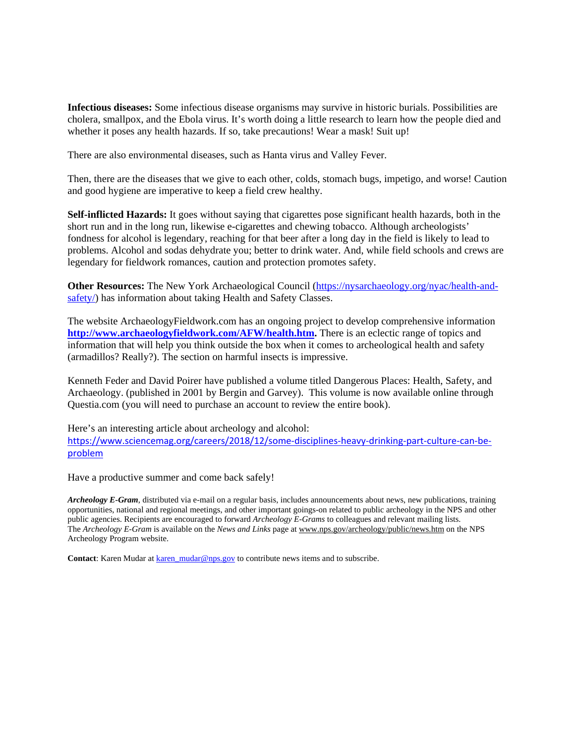**Infectious diseases:** Some infectious disease organisms may survive in historic burials. Possibilities are cholera, smallpox, and the Ebola virus. It's worth doing a little research to learn how the people died and whether it poses any health hazards. If so, take precautions! Wear a mask! Suit up!

There are also environmental diseases, such as Hanta virus and Valley Fever.

Then, there are the diseases that we give to each other, colds, stomach bugs, impetigo, and worse! Caution and good hygiene are imperative to keep a field crew healthy.

**Self-inflicted Hazards:** It goes without saying that cigarettes pose significant health hazards, both in the short run and in the long run, likewise e-cigarettes and chewing tobacco. Although archeologists' fondness for alcohol is legendary, reaching for that beer after a long day in the field is likely to lead to problems. Alcohol and sodas dehydrate you; better to drink water. And, while field schools and crews are legendary for fieldwork romances, caution and protection promotes safety.

**Other Resources:** The New York Archaeological Council (https://nysarchaeology.org/nyac/health-and-safety/) has information about taking Health and Safety Classes.

The website ArchaeologyFieldwork.com has an ongoing project to develop comprehensive information **http://www.archaeologyfieldwork.com/AFW/health.htm.** There is an eclectic range of topics and information that will help you think outside the box when it comes to archeological health and safety (armadillos? Really?). The section on harmful insects is impressive.

Kenneth Feder and David Poirer have published a volume titled Dangerous Places: Health, Safety, and Archaeology. (published in 2001 by Bergin and Garvey). This volume is now available online through Questia.com (you will need to purchase an account to review the entire book).

Here's an interesting article about archeology and alcohol:
https://www.sciencemag.org/careers/2018/12/some-disciplines-heavy-drinking-part-culture-can-be-problem

Have a productive summer and come back safely!

***Archeology E-Gram***, distributed via e-mail on a regular basis, includes announcements about news, new publications, training opportunities, national and regional meetings, and other important goings-on related to public archeology in the NPS and other public agencies. Recipients are encouraged to forward *Archeology E-Grams* to colleagues and relevant mailing lists. The *Archeology E-Gram* is available on the *News and Links* page at www.nps.gov/archeology/public/news.htm on the NPS Archeology Program website.

**Contact**: Karen Mudar at karen_mudar@nps.gov to contribute news items and to subscribe.